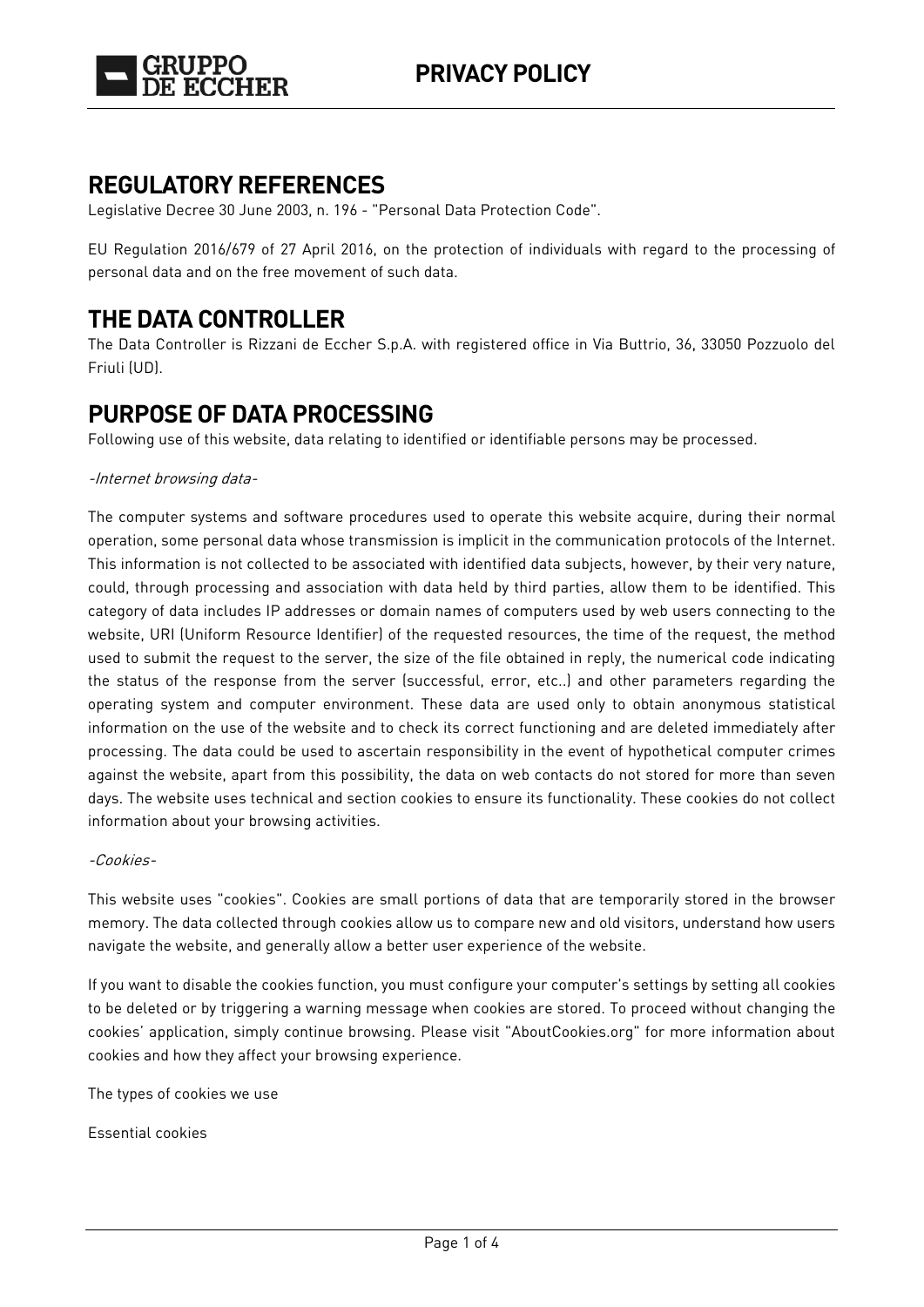# PRIVACY POLICY

## REGULATORY REFERENCES

Legislative Decree 30 June 2003, n. 196 - "Personal Data Protection Code".

EU Regulation 2016/679 of 27 April 2016, on the protection of individuals with regard to the processing of personal data and on the free movement of such data.

## THE DATA CONTROLLER

The Data Controller is Rizzani de Eccher S.p.A. with registered office in Via Buttrio, 36, 33050 Pozzuolo del Friuli (UD).

## PURPOSE OF DATA PROCESSING

Following use of this website, data relating to identified or identifiable persons may be processed.

*-Internet browsing data-*

The computer systems and software procedures used to operate this website acquire, during their normal operation, some personal data whose transmission is implicit in the communication protocols of the Internet. This information is not collected to be associated with identified data subjects, however, by their very nature, could, through processing and association with data held by third parties, allow them to be identified. This category of data includes IP addresses or domain names of computers used by web users connecting to the website, URI (Uniform Resource Identifier) of the requested resources, the time of the request, the method used to submit the request to the server, the size of the file obtained in reply, the numerical code indicating the status of the response from the server (successful, error, etc..) and other parameters regarding the operating system and computer environment. These data are used only to obtain anonymous statistical information on the use of the website and to check its correct functioning and are deleted immediately after processing. The data could be used to ascertain responsibility in the event of hypothetical computer crimes against the website, apart from this possibility, the data on web contacts do not stored for more than seven days. The website uses technical and section cookies to ensure its functionality. These cookies do not collect information about your browsing activities.

*-Cookies-*

This website uses "cookies". Cookies are small portions of data that are temporarily stored in the browser memory. The data collected through cookies allow us to compare new and old visitors, understand how users navigate the website, and generally allow a better user experience of the website.

If you want to disable the cookies function, you must configure your computer's settings by setting all cookies to be deleted or by triggering a warning message when cookies are stored. To proceed without changing the cookies' application, simply continue browsing. Please visit "AboutCookies.org" for more information about cookies and how they affect your browsing experience.

The types of cookies we use

Essential cookies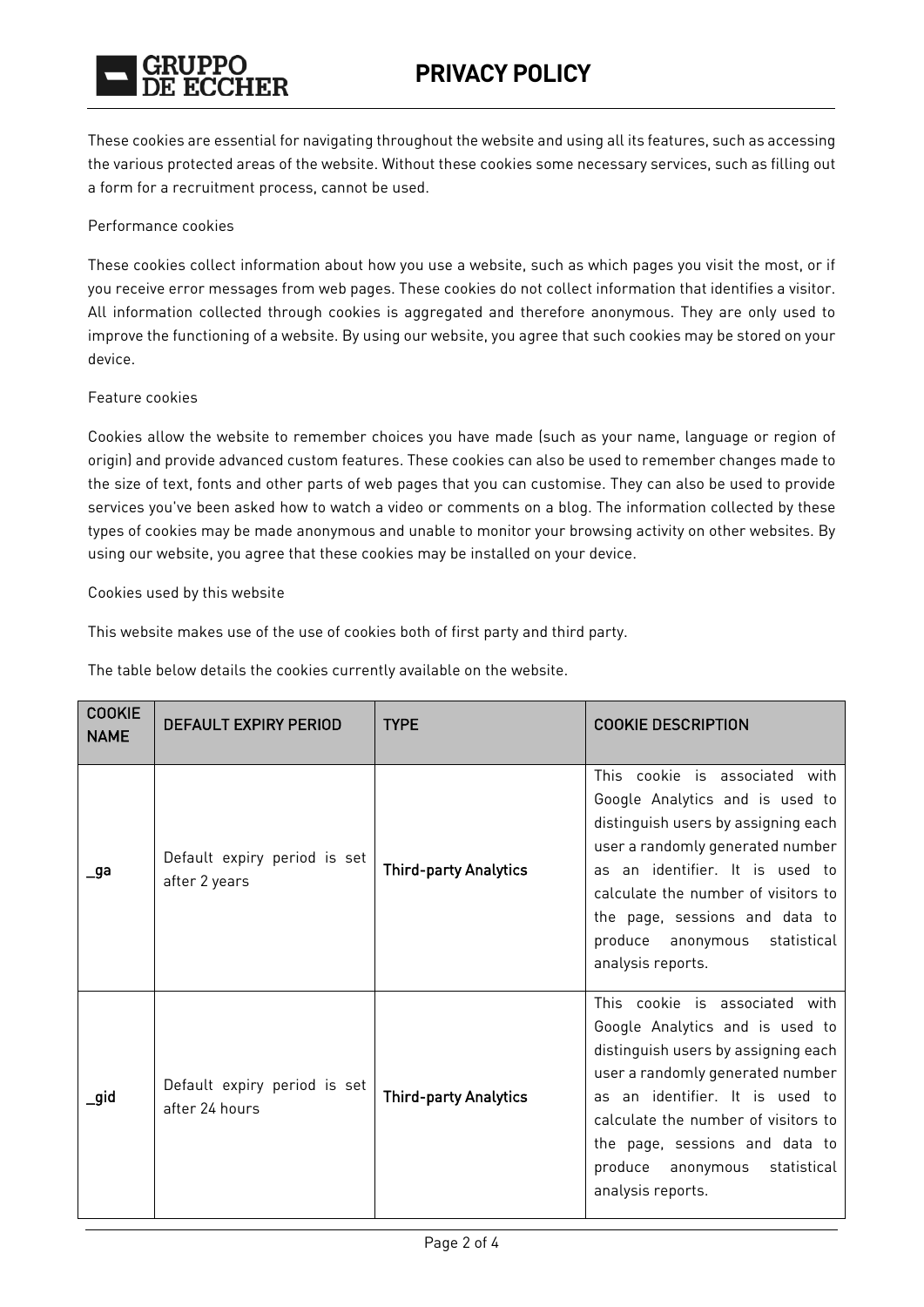These cookies are essential for navigating throughout the website and using all its features, such as accessing the various protected areas of the website. Without these cookies some necessary services, such as filling out a form for a recruitment process, cannot be used.

Performance cookies

These cookies collect information about how you use a website, such as which pages you visit the most, or if you receive error messages from web pages. These cookies do not collect information that identifies a visitor. All information collected through cookies is aggregated and therefore anonymous. They are only used to improve the functioning of a website. By using our website, you agree that such cookies may be stored on your device.

Feature cookies

Cookies allow the website to remember choices you have made (such as your name, language or region of origin) and provide advanced custom features. These cookies can also be used to remember changes made to the size of text, fonts and other parts of web pages that you can customise. They can also be used to provide services you've been asked how to watch a video or comments on a blog. The information collected by these types of cookies may be made anonymous and unable to monitor your browsing activity on other websites. By using our website, you agree that these cookies may be installed on your device.

Cookies used by this website

This website makes use of the use of cookies both of first party and third party.

The table below details the cookies currently available on the website.

| COOKIE NAME | DEFAULT EXPIRY PERIOD | TYPE | COOKIE DESCRIPTION |
|---|---|---|---|
| **_ga** | Default expiry period is set after 2 years | **Third-party Analytics** | This cookie is associated with Google Analytics and is used to distinguish users by assigning each user a randomly generated number as an identifier. It is used to calculate the number of visitors to the page, sessions and data to produce anonymous statistical analysis reports. |
| **_gid** | Default expiry period is set after 24 hours | **Third-party Analytics** | This cookie is associated with Google Analytics and is used to distinguish users by assigning each user a randomly generated number as an identifier. It is used to calculate the number of visitors to the page, sessions and data to produce anonymous statistical analysis reports. |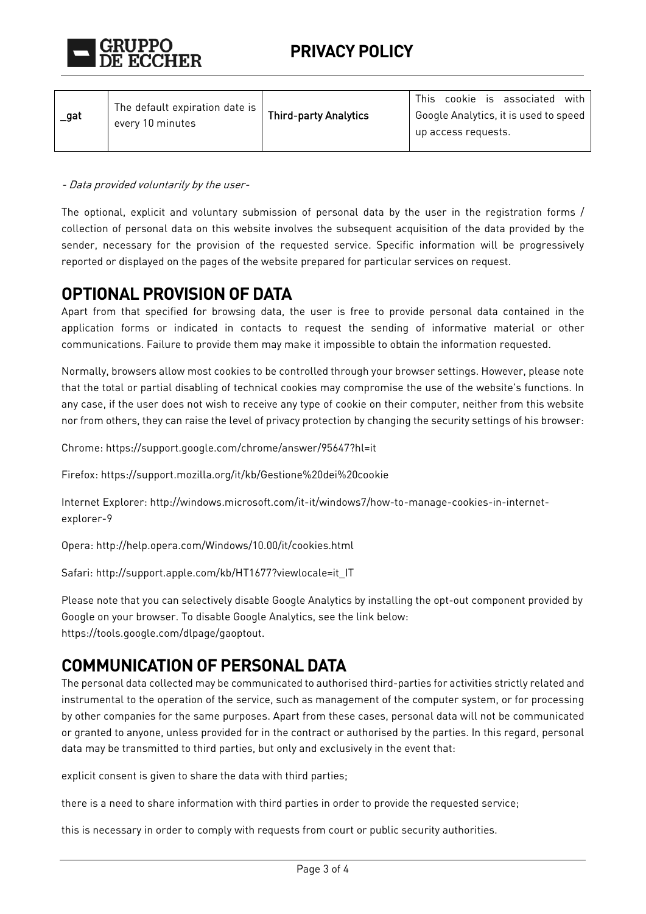| _gat | The default expiration date is every 10 minutes | Third-party Analytics | This cookie is associated with Google Analytics, it is used to speed up access requests. |
|---|---|---|---|

*- Data provided voluntarily by the user-*

The optional, explicit and voluntary submission of personal data by the user in the registration forms / collection of personal data on this website involves the subsequent acquisition of the data provided by the sender, necessary for the provision of the requested service. Specific information will be progressively reported or displayed on the pages of the website prepared for particular services on request.

## OPTIONAL PROVISION OF DATA

Apart from that specified for browsing data, the user is free to provide personal data contained in the application forms or indicated in contacts to request the sending of informative material or other communications. Failure to provide them may make it impossible to obtain the information requested.

Normally, browsers allow most cookies to be controlled through your browser settings. However, please note that the total or partial disabling of technical cookies may compromise the use of the website's functions. In any case, if the user does not wish to receive any type of cookie on their computer, neither from this website nor from others, they can raise the level of privacy protection by changing the security settings of his browser:

Chrome: https://support.google.com/chrome/answer/95647?hl=it

Firefox: https://support.mozilla.org/it/kb/Gestione%20dei%20cookie

Internet Explorer: http://windows.microsoft.com/it-it/windows7/how-to-manage-cookies-in-internet-explorer-9

Opera: http://help.opera.com/Windows/10.00/it/cookies.html

Safari: http://support.apple.com/kb/HT1677?viewlocale=it_IT

Please note that you can selectively disable Google Analytics by installing the opt-out component provided by Google on your browser. To disable Google Analytics, see the link below:
https://tools.google.com/dlpage/gaoptout.

## COMMUNICATION OF PERSONAL DATA

The personal data collected may be communicated to authorised third-parties for activities strictly related and instrumental to the operation of the service, such as management of the computer system, or for processing by other companies for the same purposes. Apart from these cases, personal data will not be communicated or granted to anyone, unless provided for in the contract or authorised by the parties. In this regard, personal data may be transmitted to third parties, but only and exclusively in the event that:

explicit consent is given to share the data with third parties;

there is a need to share information with third parties in order to provide the requested service;

this is necessary in order to comply with requests from court or public security authorities.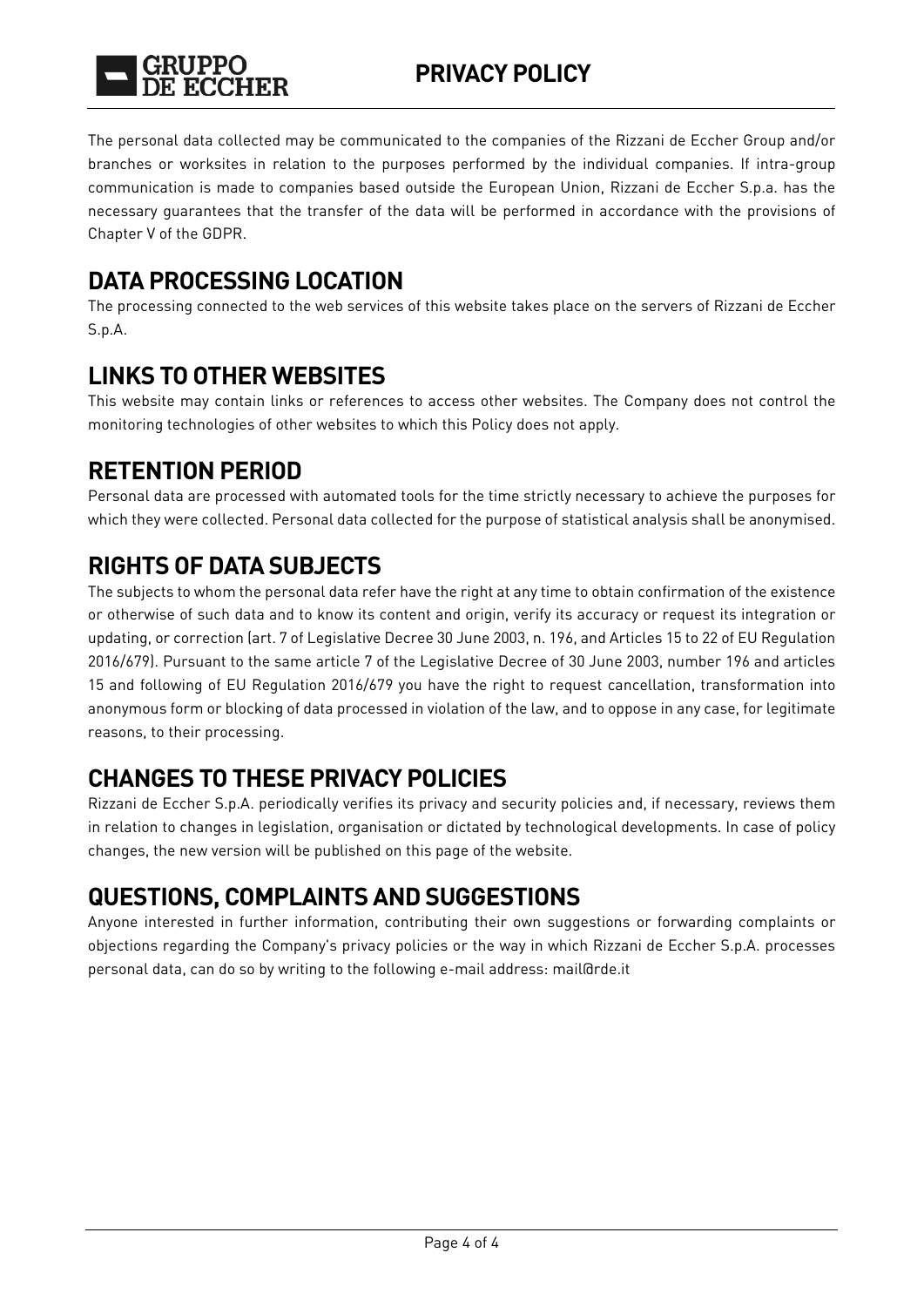The personal data collected may be communicated to the companies of the Rizzani de Eccher Group and/or branches or worksites in relation to the purposes performed by the individual companies. If intra-group communication is made to companies based outside the European Union, Rizzani de Eccher S.p.a. has the necessary guarantees that the transfer of the data will be performed in accordance with the provisions of Chapter V of the GDPR.

## DATA PROCESSING LOCATION

The processing connected to the web services of this website takes place on the servers of Rizzani de Eccher S.p.A.

## LINKS TO OTHER WEBSITES

This website may contain links or references to access other websites. The Company does not control the monitoring technologies of other websites to which this Policy does not apply.

## RETENTION PERIOD

Personal data are processed with automated tools for the time strictly necessary to achieve the purposes for which they were collected. Personal data collected for the purpose of statistical analysis shall be anonymised.

## RIGHTS OF DATA SUBJECTS

The subjects to whom the personal data refer have the right at any time to obtain confirmation of the existence or otherwise of such data and to know its content and origin, verify its accuracy or request its integration or updating, or correction (art. 7 of Legislative Decree 30 June 2003, n. 196, and Articles 15 to 22 of EU Regulation 2016/679). Pursuant to the same article 7 of the Legislative Decree of 30 June 2003, number 196 and articles 15 and following of EU Regulation 2016/679 you have the right to request cancellation, transformation into anonymous form or blocking of data processed in violation of the law, and to oppose in any case, for legitimate reasons, to their processing.

## CHANGES TO THESE PRIVACY POLICIES

Rizzani de Eccher S.p.A. periodically verifies its privacy and security policies and, if necessary, reviews them in relation to changes in legislation, organisation or dictated by technological developments. In case of policy changes, the new version will be published on this page of the website.

## QUESTIONS, COMPLAINTS AND SUGGESTIONS

Anyone interested in further information, contributing their own suggestions or forwarding complaints or objections regarding the Company's privacy policies or the way in which Rizzani de Eccher S.p.A. processes personal data, can do so by writing to the following e-mail address: mail@rde.it